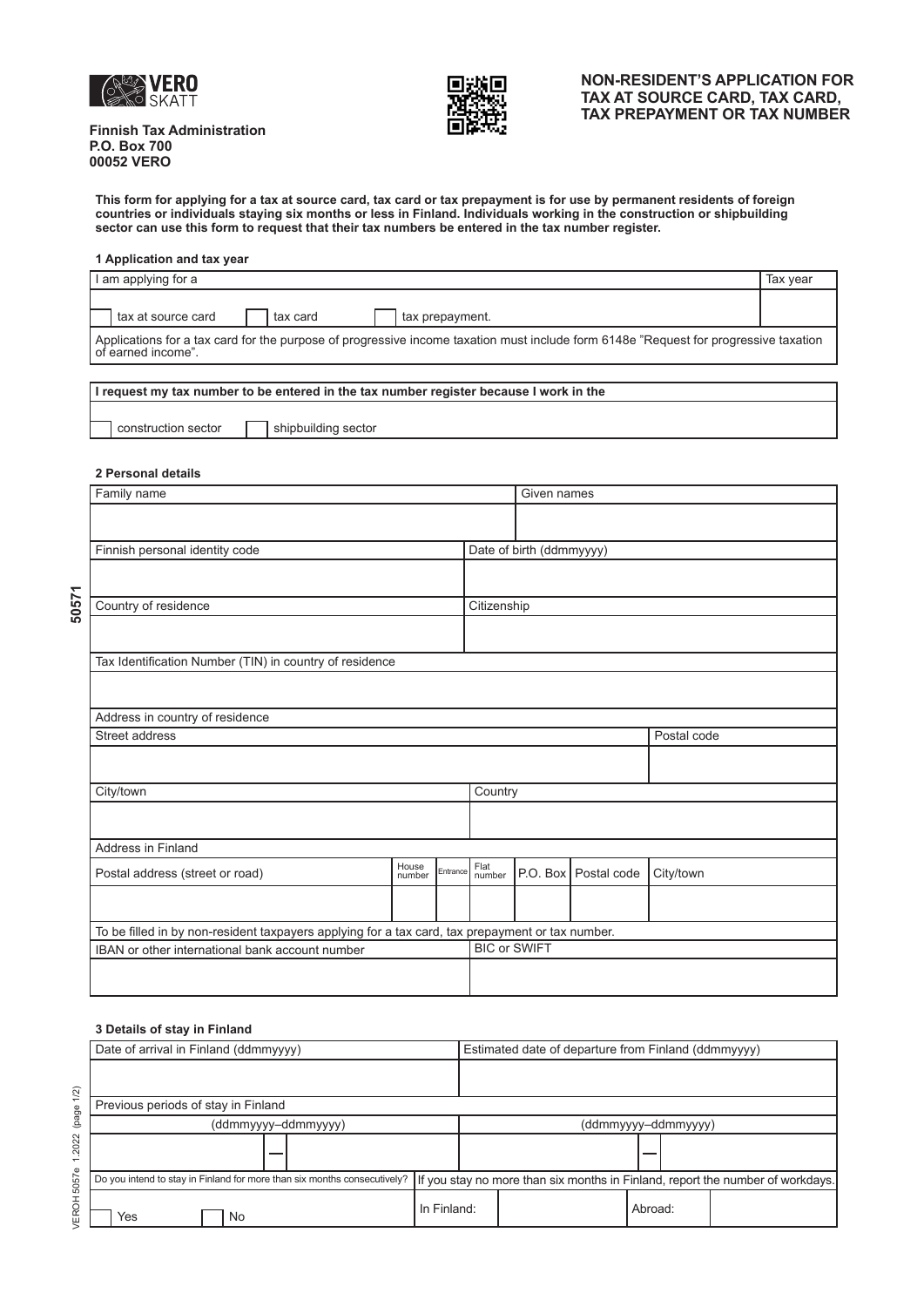VERO SKATT

**Finnish Tax Administration**
**P.O. Box 700**
**00052 VERO**

# NON-RESIDENT'S APPLICATION FOR TAX AT SOURCE CARD, TAX CARD, TAX PREPAYMENT OR TAX NUMBER

**This form for applying for a tax at source card, tax card or tax prepayment is for use by permanent residents of foreign countries or individuals staying six months or less in Finland. Individuals working in the construction or shipbuilding sector can use this form to request that their tax numbers be entered in the tax number register.**

### 1 Application and tax year

| I am applying for a | Tax year |
|---|---|
| ☐ tax at source card ☐ tax card ☐ tax prepayment. | |
| Applications for a tax card for the purpose of progressive income taxation must include form 6148e "Request for progressive taxation of earned income". | |

| **I request my tax number to be entered in the tax number register because I work in the** |
|---|
| ☐ construction sector ☐ shipbuilding sector |

### 2 Personal details

| Family name | Given names |
|---|---|
| | |

| Finnish personal identity code | Date of birth (ddmmyyyy) |
|---|---|
| | |

| Country of residence | Citizenship |
|---|---|
| | |

| Tax Identification Number (TIN) in country of residence |
|---|
| |

**Address in country of residence**

| Street address | Postal code |
|---|---|
| | |

| City/town | Country |
|---|---|
| | |

**Address in Finland**

| Postal address (street or road) | House number | Entrance | Flat number | P.O. Box | Postal code | City/town |
|---|---|---|---|---|---|---|
| | | | | | | |

To be filled in by non-resident taxpayers applying for a tax card, tax prepayment or tax number.

| IBAN or other international bank account number | BIC or SWIFT |
|---|---|
| | |

### 3 Details of stay in Finland

| Date of arrival in Finland (ddmmyyyy) | Estimated date of departure from Finland (ddmmyyyy) |
|---|---|
| | |

**Previous periods of stay in Finland**

| (ddmmyyyy–ddmmyyyy) | (ddmmyyyy–ddmmyyyy) |
|---|---|
| — | — |

| Do you intend to stay in Finland for more than six months consecutively? | If you stay no more than six months in Finland, report the number of workdays. | | | |
|---|---|---|---|---|
| ☐ Yes ☐ No | In Finland: | | Abroad: | |

VEROH 5057e 1.2022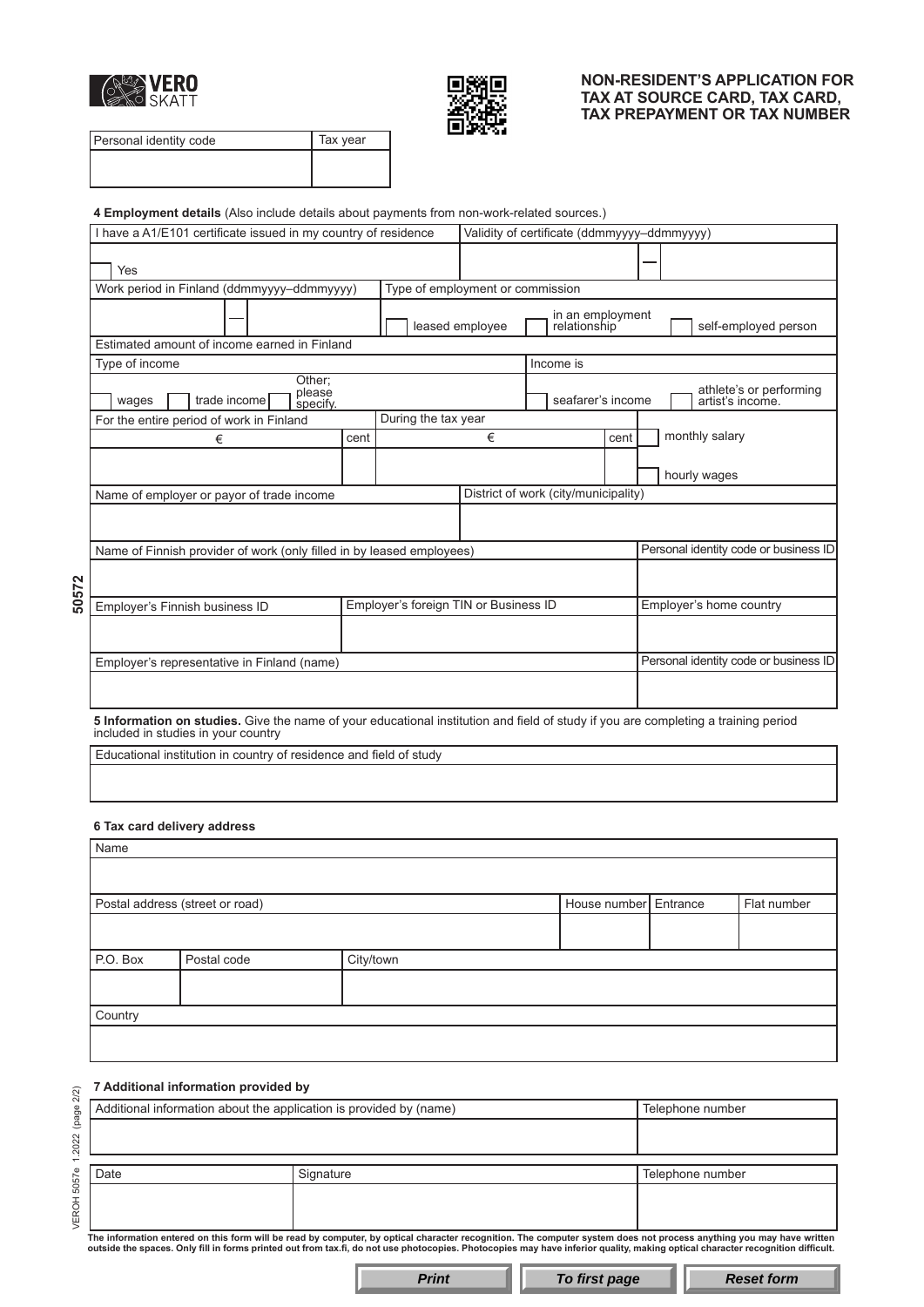VERO SKATT

**NON-RESIDENT'S APPLICATION FOR TAX AT SOURCE CARD, TAX CARD, TAX PREPAYMENT OR TAX NUMBER**

| Personal identity code | Tax year |
|---|---|
| | |

### 4 Employment details (Also include details about payments from non-work-related sources.)

| I have a A1/E101 certificate issued in my country of residence | Validity of certificate (ddmmyyyy–ddmmyyyy) |
|---|---|
| Yes | — |

| Work period in Finland (ddmmyyyy–ddmmyyyy) | Type of employment or commission |
|---|---|
| — | leased employee / in an employment relationship / self-employed person |

Estimated amount of income earned in Finland

| Type of income | Income is |
|---|---|
| wages / trade income / Other; please specify. | seafarer's income / athlete's or performing artist's income. |

| For the entire period of work in Finland | | During the tax year | | |
|---|---|---|---|---|
| € | cent | € | cent | monthly salary |
| | | | | hourly wages |

| Name of employer or payor of trade income | District of work (city/municipality) |
|---|---|
| | |

| Name of Finnish provider of work (only filled in by leased employees) | Personal identity code or business ID |
|---|---|
| | |

| Employer's Finnish business ID | Employer's foreign TIN or Business ID | Employer's home country |
|---|---|---|
| | | |

| Employer's representative in Finland (name) | Personal identity code or business ID |
|---|---|
| | |

### 5 Information on studies.

Give the name of your educational institution and field of study if you are completing a training period included in studies in your country

| Educational institution in country of residence and field of study |
|---|
| |

### 6 Tax card delivery address

| Name |
|---|
| |

| Postal address (street or road) | House number | Entrance | Flat number |
|---|---|---|---|
| | | | |

| P.O. Box | Postal code | City/town |
|---|---|---|
| | | |

| Country |
|---|
| |

### 7 Additional information provided by

| Additional information about the application is provided by (name) | Telephone number |
|---|---|
| | |

| Date | Signature | Telephone number |
|---|---|---|
| | | |

**The information entered on this form will be read by computer, by optical character recognition. The computer system does not process anything you may have written outside the spaces. Only fill in forms printed out from tax.fi, do not use photocopies. Photocopies may have inferior quality, making optical character recognition difficult.**

50572

VEROH 5057e 1.2022 (page 2/2)

Print | To first page | Reset form